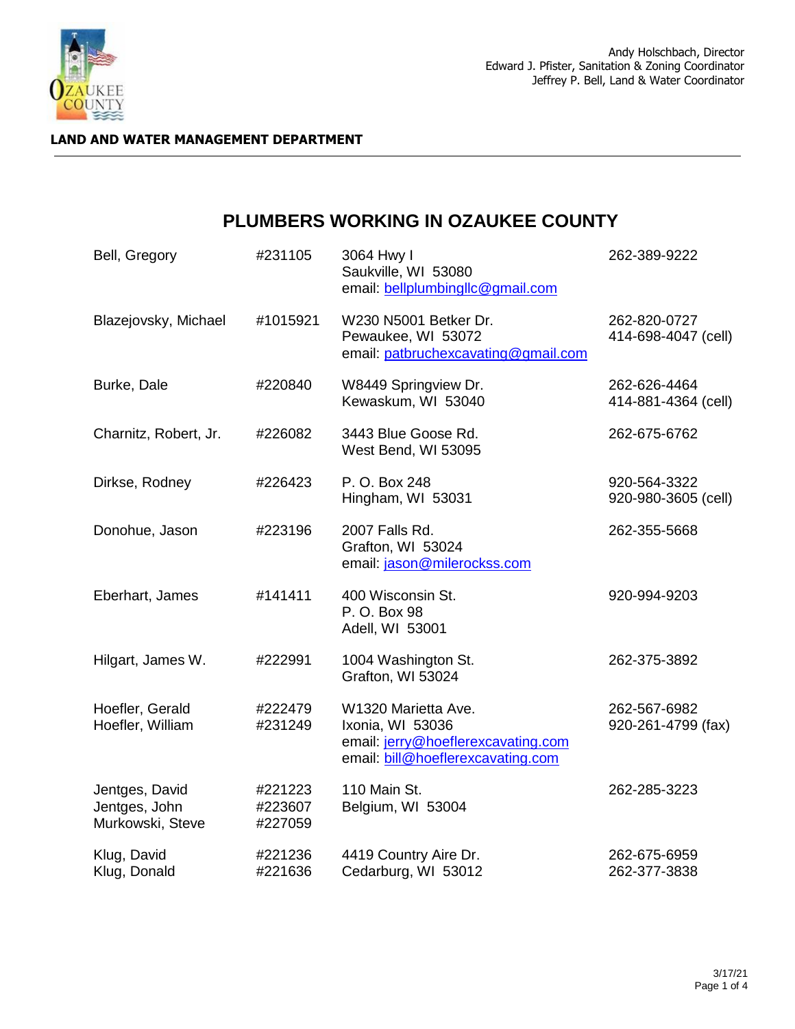Andy Holschbach, Director
Edward J. Pfister, Sanitation & Zoning Coordinator
Jeffrey P. Bell, Land & Water Coordinator

**LAND AND WATER MANAGEMENT DEPARTMENT**

## PLUMBERS WORKING IN OZAUKEE COUNTY

| Name | License # | Address | Phone |
|---|---|---|---|
| Bell, Gregory | #231105 | 3064 Hwy I<br>Saukville, WI 53080<br>email: bellplumbingllc@gmail.com | 262-389-9222 |
| Blazejovsky, Michael | #1015921 | W230 N5001 Betker Dr.<br>Pewaukee, WI 53072<br>email: patbruchexcavating@gmail.com | 262-820-0727<br>414-698-4047 (cell) |
| Burke, Dale | #220840 | W8449 Springview Dr.<br>Kewaskum, WI 53040 | 262-626-4464<br>414-881-4364 (cell) |
| Charnitz, Robert, Jr. | #226082 | 3443 Blue Goose Rd.<br>West Bend, WI 53095 | 262-675-6762 |
| Dirkse, Rodney | #226423 | P. O. Box 248<br>Hingham, WI 53031 | 920-564-3322<br>920-980-3605 (cell) |
| Donohue, Jason | #223196 | 2007 Falls Rd.<br>Grafton, WI 53024<br>email: jason@milerockss.com | 262-355-5668 |
| Eberhart, James | #141411 | 400 Wisconsin St.<br>P. O. Box 98<br>Adell, WI 53001 | 920-994-9203 |
| Hilgart, James W. | #222991 | 1004 Washington St.<br>Grafton, WI 53024 | 262-375-3892 |
| Hoefler, Gerald<br>Hoefler, William | #222479<br>#231249 | W1320 Marietta Ave.<br>Ixonia, WI 53036<br>email: jerry@hoeflerexcavating.com<br>email: bill@hoeflerexcavating.com | 262-567-6982<br>920-261-4799 (fax) |
| Jentges, David<br>Jentges, John<br>Murkowski, Steve | #221223<br>#223607<br>#227059 | 110 Main St.<br>Belgium, WI 53004 | 262-285-3223 |
| Klug, David<br>Klug, Donald | #221236<br>#221636 | 4419 Country Aire Dr.<br>Cedarburg, WI 53012 | 262-675-6959<br>262-377-3838 |

3/17/21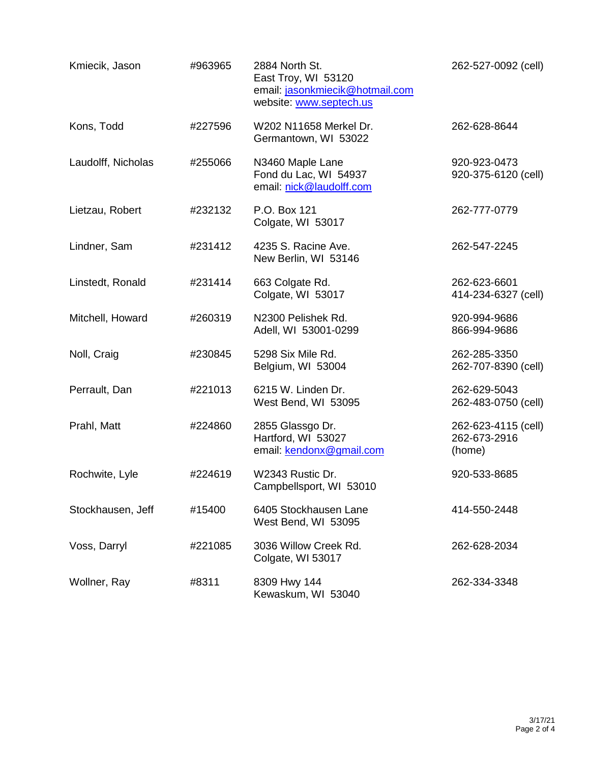| | | | |
|---|---|---|---|
| Kmiecik, Jason | #963965 | 2884 North St.<br>East Troy, WI 53120<br>email: jasonkmiecik@hotmail.com<br>website: www.septech.us | 262-527-0092 (cell) |
| Kons, Todd | #227596 | W202 N11658 Merkel Dr.<br>Germantown, WI 53022 | 262-628-8644 |
| Laudolff, Nicholas | #255066 | N3460 Maple Lane<br>Fond du Lac, WI 54937<br>email: nick@laudolff.com | 920-923-0473<br>920-375-6120 (cell) |
| Lietzau, Robert | #232132 | P.O. Box 121<br>Colgate, WI 53017 | 262-777-0779 |
| Lindner, Sam | #231412 | 4235 S. Racine Ave.<br>New Berlin, WI 53146 | 262-547-2245 |
| Linstedt, Ronald | #231414 | 663 Colgate Rd.<br>Colgate, WI 53017 | 262-623-6601<br>414-234-6327 (cell) |
| Mitchell, Howard | #260319 | N2300 Pelishek Rd.<br>Adell, WI 53001-0299 | 920-994-9686<br>866-994-9686 |
| Noll, Craig | #230845 | 5298 Six Mile Rd.<br>Belgium, WI 53004 | 262-285-3350<br>262-707-8390 (cell) |
| Perrault, Dan | #221013 | 6215 W. Linden Dr.<br>West Bend, WI 53095 | 262-629-5043<br>262-483-0750 (cell) |
| Prahl, Matt | #224860 | 2855 Glassgo Dr.<br>Hartford, WI 53027<br>email: kendonx@gmail.com | 262-623-4115 (cell)<br>262-673-2916 (home) |
| Rochwite, Lyle | #224619 | W2343 Rustic Dr.<br>Campbellsport, WI 53010 | 920-533-8685 |
| Stockhausen, Jeff | #15400 | 6405 Stockhausen Lane<br>West Bend, WI 53095 | 414-550-2448 |
| Voss, Darryl | #221085 | 3036 Willow Creek Rd.<br>Colgate, WI 53017 | 262-628-2034 |
| Wollner, Ray | #8311 | 8309 Hwy 144<br>Kewaskum, WI 53040 | 262-334-3348 |

3/17/21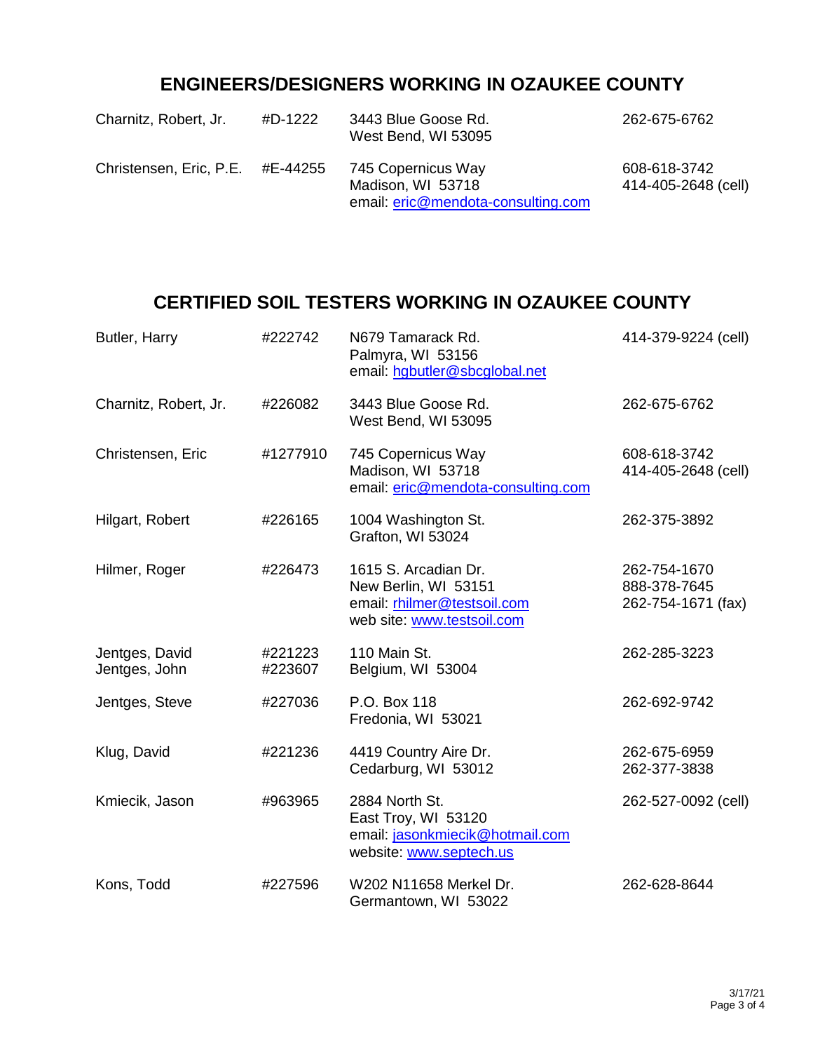## ENGINEERS/DESIGNERS WORKING IN OZAUKEE COUNTY

| Name | License # | Address | Phone |
| --- | --- | --- | --- |
| Charnitz, Robert, Jr. | #D-1222 | 3443 Blue Goose Rd.<br>West Bend, WI 53095 | 262-675-6762 |
| Christensen, Eric, P.E. | #E-44255 | 745 Copernicus Way<br>Madison, WI 53718<br>email: eric@mendota-consulting.com | 608-618-3742<br>414-405-2648 (cell) |

## CERTIFIED SOIL TESTERS WORKING IN OZAUKEE COUNTY

| Name | License # | Address | Phone |
| --- | --- | --- | --- |
| Butler, Harry | #222742 | N679 Tamarack Rd.<br>Palmyra, WI 53156<br>email: hgbutler@sbcglobal.net | 414-379-9224 (cell) |
| Charnitz, Robert, Jr. | #226082 | 3443 Blue Goose Rd.<br>West Bend, WI 53095 | 262-675-6762 |
| Christensen, Eric | #1277910 | 745 Copernicus Way<br>Madison, WI 53718<br>email: eric@mendota-consulting.com | 608-618-3742<br>414-405-2648 (cell) |
| Hilgart, Robert | #226165 | 1004 Washington St.<br>Grafton, WI 53024 | 262-375-3892 |
| Hilmer, Roger | #226473 | 1615 S. Arcadian Dr.<br>New Berlin, WI 53151<br>email: rhilmer@testsoil.com<br>web site: www.testsoil.com | 262-754-1670<br>888-378-7645<br>262-754-1671 (fax) |
| Jentges, David<br>Jentges, John | #221223<br>#223607 | 110 Main St.<br>Belgium, WI 53004 | 262-285-3223 |
| Jentges, Steve | #227036 | P.O. Box 118<br>Fredonia, WI 53021 | 262-692-9742 |
| Klug, David | #221236 | 4419 Country Aire Dr.<br>Cedarburg, WI 53012 | 262-675-6959<br>262-377-3838 |
| Kmiecik, Jason | #963965 | 2884 North St.<br>East Troy, WI 53120<br>email: jasonkmiecik@hotmail.com<br>website: www.septech.us | 262-527-0092 (cell) |
| Kons, Todd | #227596 | W202 N11658 Merkel Dr.<br>Germantown, WI 53022 | 262-628-8644 |

3/17/21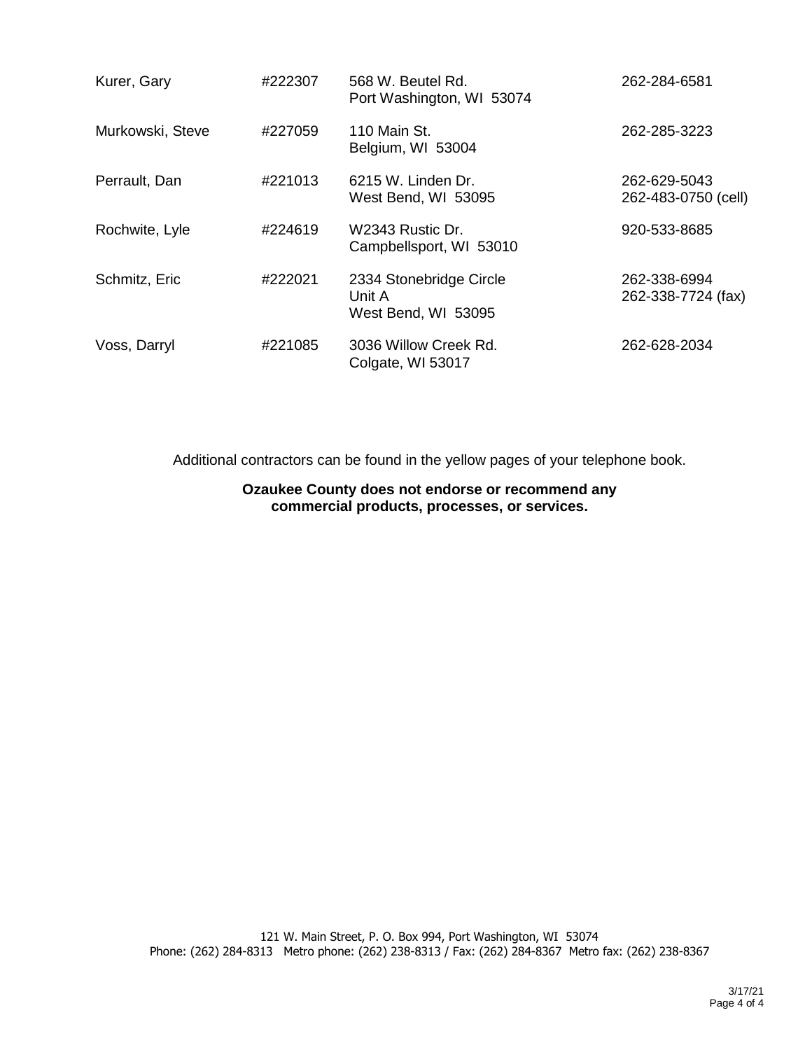| | | | |
|---|---|---|---|
| Kurer, Gary | #222307 | 568 W. Beutel Rd.<br>Port Washington, WI 53074 | 262-284-6581 |
| Murkowski, Steve | #227059 | 110 Main St.<br>Belgium, WI 53004 | 262-285-3223 |
| Perrault, Dan | #221013 | 6215 W. Linden Dr.<br>West Bend, WI 53095 | 262-629-5043<br>262-483-0750 (cell) |
| Rochwite, Lyle | #224619 | W2343 Rustic Dr.<br>Campbellsport, WI 53010 | 920-533-8685 |
| Schmitz, Eric | #222021 | 2334 Stonebridge Circle<br>Unit A<br>West Bend, WI 53095 | 262-338-6994<br>262-338-7724 (fax) |
| Voss, Darryl | #221085 | 3036 Willow Creek Rd.<br>Colgate, WI 53017 | 262-628-2034 |

Additional contractors can be found in the yellow pages of your telephone book.

**Ozaukee County does not endorse or recommend any commercial products, processes, or services.**

121 W. Main Street, P. O. Box 994, Port Washington, WI 53074
Phone: (262) 284-8313 Metro phone: (262) 238-8313 / Fax: (262) 284-8367 Metro fax: (262) 238-8367

3/17/21